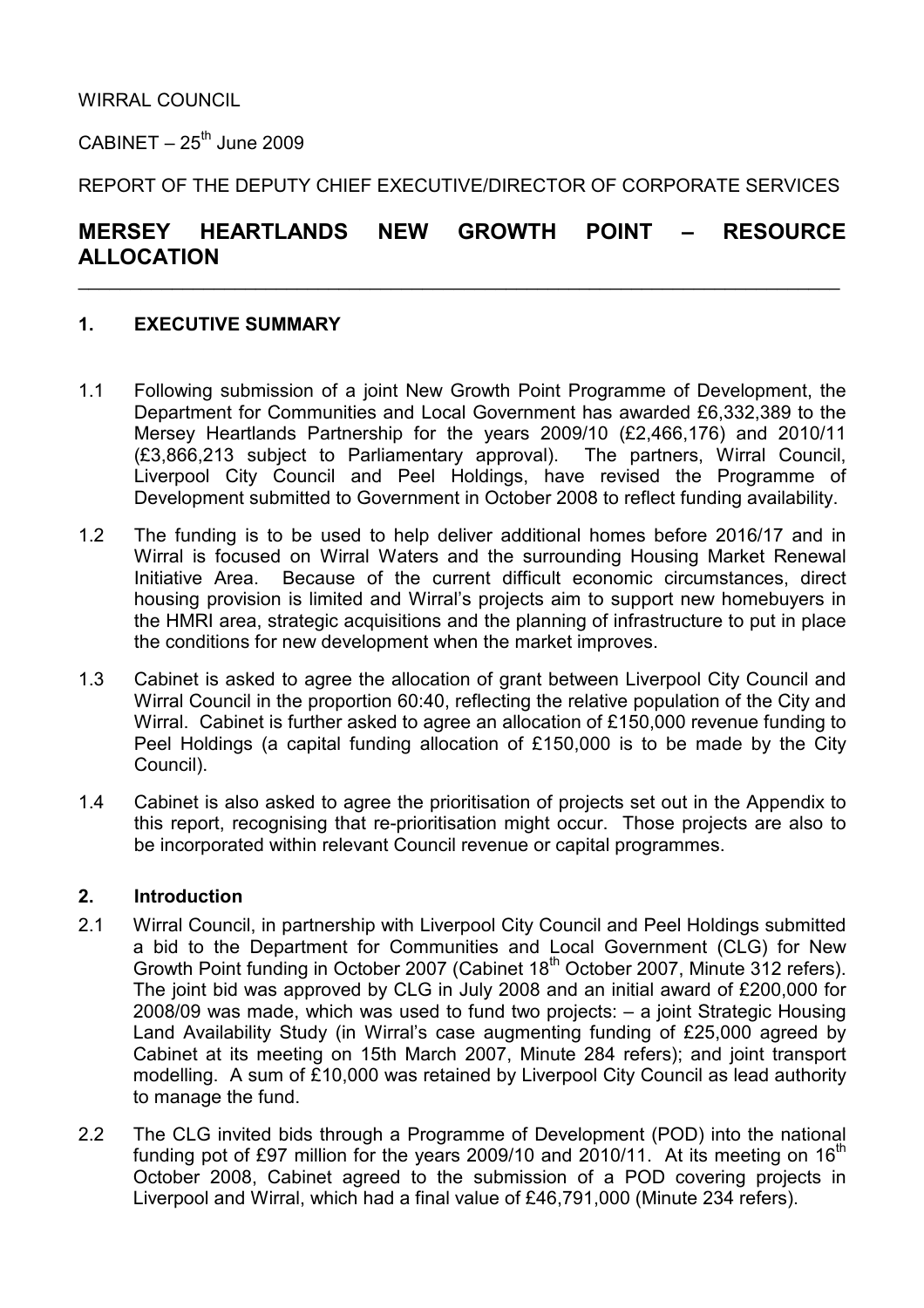WIRRAL COUNCIL

CABINET – 25th June 2009

REPORT OF THE DEPUTY CHIEF EXECUTIVE/DIRECTOR OF CORPORATE SERVICES

# MERSEY HEARTLANDS NEW GROWTH POINT – RESOURCE ALLOCATION

## 1. EXECUTIVE SUMMARY

1.1 Following submission of a joint New Growth Point Programme of Development, the Department for Communities and Local Government has awarded £6,332,389 to the Mersey Heartlands Partnership for the years 2009/10 (£2,466,176) and 2010/11 (£3,866,213 subject to Parliamentary approval). The partners, Wirral Council, Liverpool City Council and Peel Holdings, have revised the Programme of Development submitted to Government in October 2008 to reflect funding availability.

1.2 The funding is to be used to help deliver additional homes before 2016/17 and in Wirral is focused on Wirral Waters and the surrounding Housing Market Renewal Initiative Area. Because of the current difficult economic circumstances, direct housing provision is limited and Wirral's projects aim to support new homebuyers in the HMRI area, strategic acquisitions and the planning of infrastructure to put in place the conditions for new development when the market improves.

1.3 Cabinet is asked to agree the allocation of grant between Liverpool City Council and Wirral Council in the proportion 60:40, reflecting the relative population of the City and Wirral. Cabinet is further asked to agree an allocation of £150,000 revenue funding to Peel Holdings (a capital funding allocation of £150,000 is to be made by the City Council).

1.4 Cabinet is also asked to agree the prioritisation of projects set out in the Appendix to this report, recognising that re-prioritisation might occur. Those projects are also to be incorporated within relevant Council revenue or capital programmes.

## 2. Introduction

2.1 Wirral Council, in partnership with Liverpool City Council and Peel Holdings submitted a bid to the Department for Communities and Local Government (CLG) for New Growth Point funding in October 2007 (Cabinet 18th October 2007, Minute 312 refers). The joint bid was approved by CLG in July 2008 and an initial award of £200,000 for 2008/09 was made, which was used to fund two projects: – a joint Strategic Housing Land Availability Study (in Wirral's case augmenting funding of £25,000 agreed by Cabinet at its meeting on 15th March 2007, Minute 284 refers); and joint transport modelling. A sum of £10,000 was retained by Liverpool City Council as lead authority to manage the fund.

2.2 The CLG invited bids through a Programme of Development (POD) into the national funding pot of £97 million for the years 2009/10 and 2010/11. At its meeting on 16th October 2008, Cabinet agreed to the submission of a POD covering projects in Liverpool and Wirral, which had a final value of £46,791,000 (Minute 234 refers).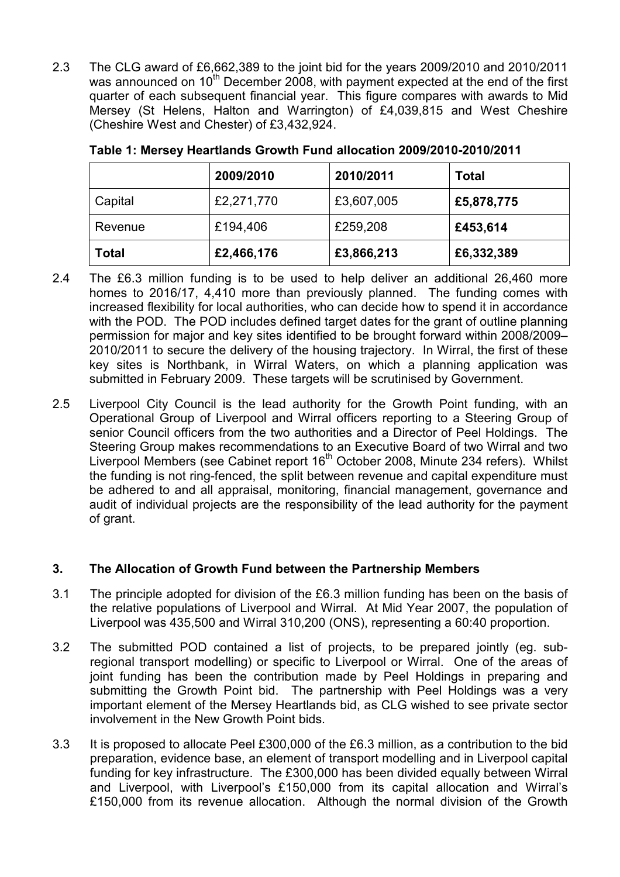2.3 The CLG award of £6,662,389 to the joint bid for the years 2009/2010 and 2010/2011 was announced on 10th December 2008, with payment expected at the end of the first quarter of each subsequent financial year. This figure compares with awards to Mid Mersey (St Helens, Halton and Warrington) of £4,039,815 and West Cheshire (Cheshire West and Chester) of £3,432,924.

**Table 1: Mersey Heartlands Growth Fund allocation 2009/2010-2010/2011**

| | 2009/2010 | 2010/2011 | Total |
|---|---|---|---|
| Capital | £2,271,770 | £3,607,005 | **£5,878,775** |
| Revenue | £194,406 | £259,208 | **£453,614** |
| **Total** | **£2,466,176** | **£3,866,213** | **£6,332,389** |

2.4 The £6.3 million funding is to be used to help deliver an additional 26,460 more homes to 2016/17, 4,410 more than previously planned. The funding comes with increased flexibility for local authorities, who can decide how to spend it in accordance with the POD. The POD includes defined target dates for the grant of outline planning permission for major and key sites identified to be brought forward within 2008/2009–2010/2011 to secure the delivery of the housing trajectory. In Wirral, the first of these key sites is Northbank, in Wirral Waters, on which a planning application was submitted in February 2009. These targets will be scrutinised by Government.

2.5 Liverpool City Council is the lead authority for the Growth Point funding, with an Operational Group of Liverpool and Wirral officers reporting to a Steering Group of senior Council officers from the two authorities and a Director of Peel Holdings. The Steering Group makes recommendations to an Executive Board of two Wirral and two Liverpool Members (see Cabinet report 16th October 2008, Minute 234 refers). Whilst the funding is not ring-fenced, the split between revenue and capital expenditure must be adhered to and all appraisal, monitoring, financial management, governance and audit of individual projects are the responsibility of the lead authority for the payment of grant.

## 3. The Allocation of Growth Fund between the Partnership Members

3.1 The principle adopted for division of the £6.3 million funding has been on the basis of the relative populations of Liverpool and Wirral. At Mid Year 2007, the population of Liverpool was 435,500 and Wirral 310,200 (ONS), representing a 60:40 proportion.

3.2 The submitted POD contained a list of projects, to be prepared jointly (eg. sub-regional transport modelling) or specific to Liverpool or Wirral. One of the areas of joint funding has been the contribution made by Peel Holdings in preparing and submitting the Growth Point bid. The partnership with Peel Holdings was a very important element of the Mersey Heartlands bid, as CLG wished to see private sector involvement in the New Growth Point bids.

3.3 It is proposed to allocate Peel £300,000 of the £6.3 million, as a contribution to the bid preparation, evidence base, an element of transport modelling and in Liverpool capital funding for key infrastructure. The £300,000 has been divided equally between Wirral and Liverpool, with Liverpool's £150,000 from its capital allocation and Wirral's £150,000 from its revenue allocation. Although the normal division of the Growth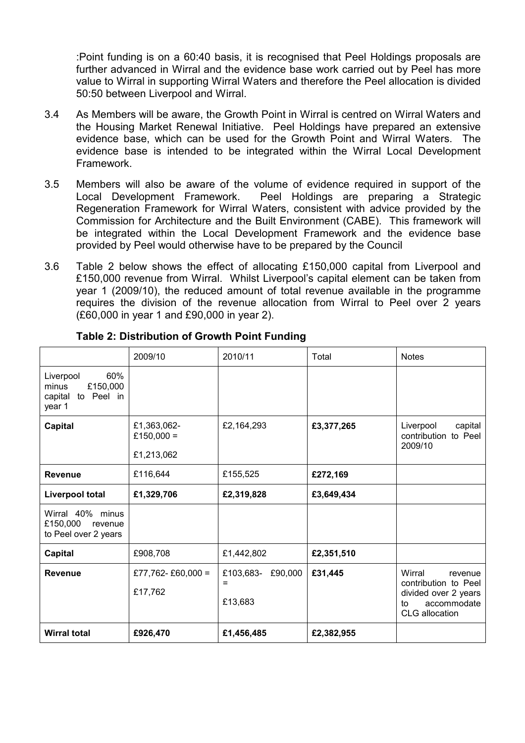:Point funding is on a 60:40 basis, it is recognised that Peel Holdings proposals are further advanced in Wirral and the evidence base work carried out by Peel has more value to Wirral in supporting Wirral Waters and therefore the Peel allocation is divided 50:50 between Liverpool and Wirral.

3.4 As Members will be aware, the Growth Point in Wirral is centred on Wirral Waters and the Housing Market Renewal Initiative. Peel Holdings have prepared an extensive evidence base, which can be used for the Growth Point and Wirral Waters. The evidence base is intended to be integrated within the Wirral Local Development Framework.

3.5 Members will also be aware of the volume of evidence required in support of the Local Development Framework. Peel Holdings are preparing a Strategic Regeneration Framework for Wirral Waters, consistent with advice provided by the Commission for Architecture and the Built Environment (CABE). This framework will be integrated within the Local Development Framework and the evidence base provided by Peel would otherwise have to be prepared by the Council

3.6 Table 2 below shows the effect of allocating £150,000 capital from Liverpool and £150,000 revenue from Wirral. Whilst Liverpool's capital element can be taken from year 1 (2009/10), the reduced amount of total revenue available in the programme requires the division of the revenue allocation from Wirral to Peel over 2 years (£60,000 in year 1 and £90,000 in year 2).

**Table 2: Distribution of Growth Point Funding**

| | 2009/10 | 2010/11 | Total | Notes |
|---|---|---|---|---|
| Liverpool 60% minus £150,000 capital to Peel in year 1 | | | | |
| **Capital** | £1,363,062- £150,000 = £1,213,062 | £2,164,293 | **£3,377,265** | Liverpool capital contribution to Peel 2009/10 |
| **Revenue** | £116,644 | £155,525 | **£272,169** | |
| **Liverpool total** | **£1,329,706** | **£2,319,828** | **£3,649,434** | |
| Wirral 40% minus £150,000 revenue to Peel over 2 years | | | | |
| **Capital** | £908,708 | £1,442,802 | **£2,351,510** | |
| **Revenue** | £77,762- £60,000 = £17,762 | £103,683- £90,000 = £13,683 | **£31,445** | Wirral revenue contribution to Peel divided over 2 years to accommodate CLG allocation |
| **Wirral total** | **£926,470** | **£1,456,485** | **£2,382,955** | |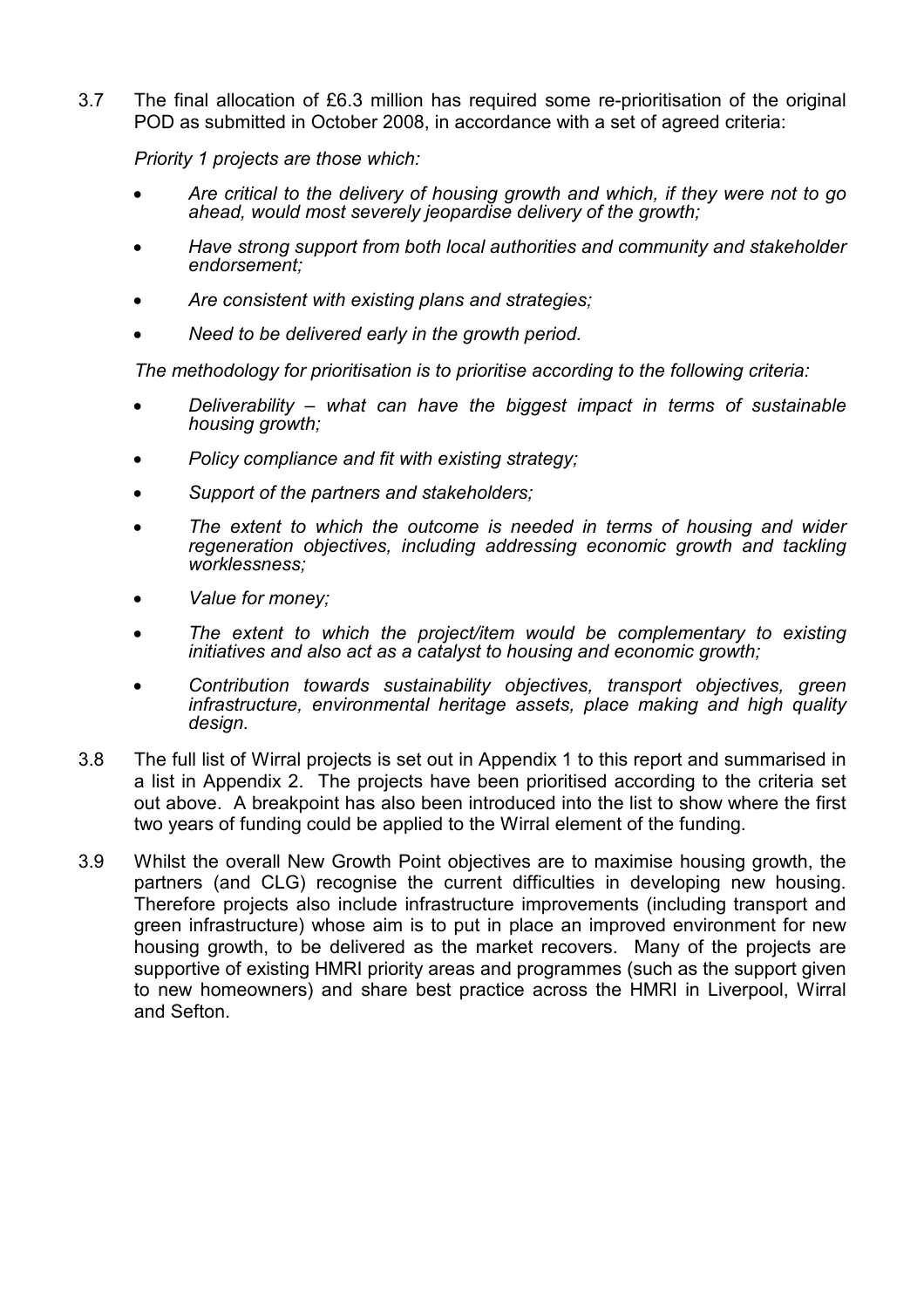3.7 The final allocation of £6.3 million has required some re-prioritisation of the original POD as submitted in October 2008, in accordance with a set of agreed criteria:

*Priority 1 projects are those which:*

- *Are critical to the delivery of housing growth and which, if they were not to go ahead, would most severely jeopardise delivery of the growth;*
- *Have strong support from both local authorities and community and stakeholder endorsement;*
- *Are consistent with existing plans and strategies;*
- *Need to be delivered early in the growth period.*

*The methodology for prioritisation is to prioritise according to the following criteria:*

- *Deliverability – what can have the biggest impact in terms of sustainable housing growth;*
- *Policy compliance and fit with existing strategy;*
- *Support of the partners and stakeholders;*
- *The extent to which the outcome is needed in terms of housing and wider regeneration objectives, including addressing economic growth and tackling worklessness;*
- *Value for money;*
- *The extent to which the project/item would be complementary to existing initiatives and also act as a catalyst to housing and economic growth;*
- *Contribution towards sustainability objectives, transport objectives, green infrastructure, environmental heritage assets, place making and high quality design.*

3.8 The full list of Wirral projects is set out in Appendix 1 to this report and summarised in a list in Appendix 2. The projects have been prioritised according to the criteria set out above. A breakpoint has also been introduced into the list to show where the first two years of funding could be applied to the Wirral element of the funding.

3.9 Whilst the overall New Growth Point objectives are to maximise housing growth, the partners (and CLG) recognise the current difficulties in developing new housing. Therefore projects also include infrastructure improvements (including transport and green infrastructure) whose aim is to put in place an improved environment for new housing growth, to be delivered as the market recovers. Many of the projects are supportive of existing HMRI priority areas and programmes (such as the support given to new homeowners) and share best practice across the HMRI in Liverpool, Wirral and Sefton.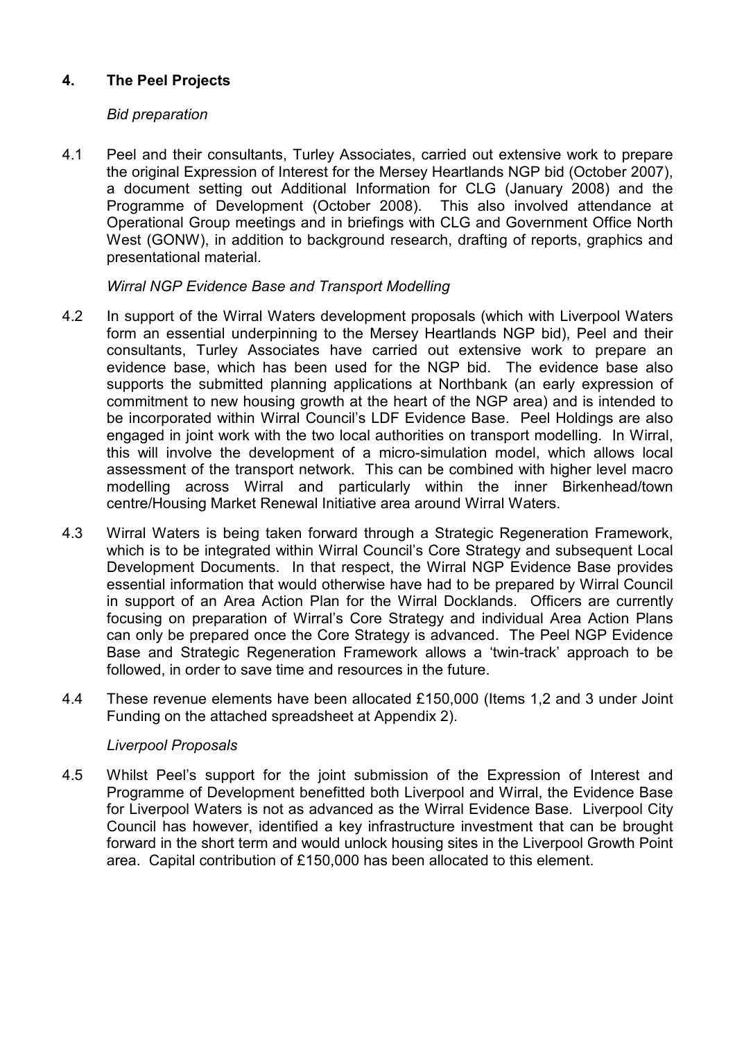## 4. The Peel Projects

*Bid preparation*

4.1 Peel and their consultants, Turley Associates, carried out extensive work to prepare the original Expression of Interest for the Mersey Heartlands NGP bid (October 2007), a document setting out Additional Information for CLG (January 2008) and the Programme of Development (October 2008). This also involved attendance at Operational Group meetings and in briefings with CLG and Government Office North West (GONW), in addition to background research, drafting of reports, graphics and presentational material.

*Wirral NGP Evidence Base and Transport Modelling*

4.2 In support of the Wirral Waters development proposals (which with Liverpool Waters form an essential underpinning to the Mersey Heartlands NGP bid), Peel and their consultants, Turley Associates have carried out extensive work to prepare an evidence base, which has been used for the NGP bid. The evidence base also supports the submitted planning applications at Northbank (an early expression of commitment to new housing growth at the heart of the NGP area) and is intended to be incorporated within Wirral Council's LDF Evidence Base. Peel Holdings are also engaged in joint work with the two local authorities on transport modelling. In Wirral, this will involve the development of a micro-simulation model, which allows local assessment of the transport network. This can be combined with higher level macro modelling across Wirral and particularly within the inner Birkenhead/town centre/Housing Market Renewal Initiative area around Wirral Waters.

4.3 Wirral Waters is being taken forward through a Strategic Regeneration Framework, which is to be integrated within Wirral Council's Core Strategy and subsequent Local Development Documents. In that respect, the Wirral NGP Evidence Base provides essential information that would otherwise have had to be prepared by Wirral Council in support of an Area Action Plan for the Wirral Docklands. Officers are currently focusing on preparation of Wirral's Core Strategy and individual Area Action Plans can only be prepared once the Core Strategy is advanced. The Peel NGP Evidence Base and Strategic Regeneration Framework allows a 'twin-track' approach to be followed, in order to save time and resources in the future.

4.4 These revenue elements have been allocated £150,000 (Items 1,2 and 3 under Joint Funding on the attached spreadsheet at Appendix 2).

*Liverpool Proposals*

4.5 Whilst Peel's support for the joint submission of the Expression of Interest and Programme of Development benefitted both Liverpool and Wirral, the Evidence Base for Liverpool Waters is not as advanced as the Wirral Evidence Base. Liverpool City Council has however, identified a key infrastructure investment that can be brought forward in the short term and would unlock housing sites in the Liverpool Growth Point area. Capital contribution of £150,000 has been allocated to this element.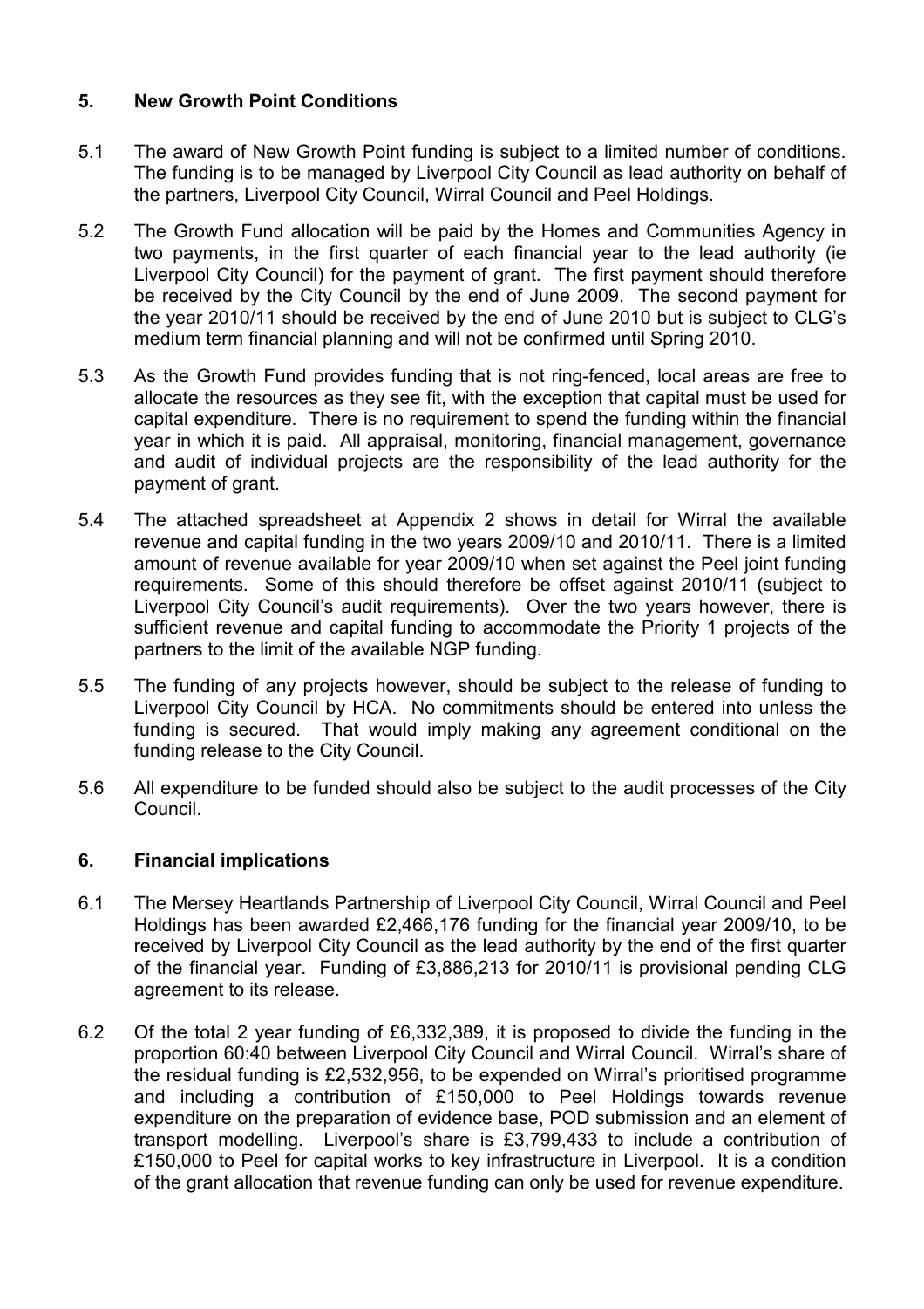## 5. New Growth Point Conditions

5.1 The award of New Growth Point funding is subject to a limited number of conditions. The funding is to be managed by Liverpool City Council as lead authority on behalf of the partners, Liverpool City Council, Wirral Council and Peel Holdings.

5.2 The Growth Fund allocation will be paid by the Homes and Communities Agency in two payments, in the first quarter of each financial year to the lead authority (ie Liverpool City Council) for the payment of grant. The first payment should therefore be received by the City Council by the end of June 2009. The second payment for the year 2010/11 should be received by the end of June 2010 but is subject to CLG's medium term financial planning and will not be confirmed until Spring 2010.

5.3 As the Growth Fund provides funding that is not ring-fenced, local areas are free to allocate the resources as they see fit, with the exception that capital must be used for capital expenditure. There is no requirement to spend the funding within the financial year in which it is paid. All appraisal, monitoring, financial management, governance and audit of individual projects are the responsibility of the lead authority for the payment of grant.

5.4 The attached spreadsheet at Appendix 2 shows in detail for Wirral the available revenue and capital funding in the two years 2009/10 and 2010/11. There is a limited amount of revenue available for year 2009/10 when set against the Peel joint funding requirements. Some of this should therefore be offset against 2010/11 (subject to Liverpool City Council's audit requirements). Over the two years however, there is sufficient revenue and capital funding to accommodate the Priority 1 projects of the partners to the limit of the available NGP funding.

5.5 The funding of any projects however, should be subject to the release of funding to Liverpool City Council by HCA. No commitments should be entered into unless the funding is secured. That would imply making any agreement conditional on the funding release to the City Council.

5.6 All expenditure to be funded should also be subject to the audit processes of the City Council.

## 6. Financial implications

6.1 The Mersey Heartlands Partnership of Liverpool City Council, Wirral Council and Peel Holdings has been awarded £2,466,176 funding for the financial year 2009/10, to be received by Liverpool City Council as the lead authority by the end of the first quarter of the financial year. Funding of £3,886,213 for 2010/11 is provisional pending CLG agreement to its release.

6.2 Of the total 2 year funding of £6,332,389, it is proposed to divide the funding in the proportion 60:40 between Liverpool City Council and Wirral Council. Wirral's share of the residual funding is £2,532,956, to be expended on Wirral's prioritised programme and including a contribution of £150,000 to Peel Holdings towards revenue expenditure on the preparation of evidence base, POD submission and an element of transport modelling. Liverpool's share is £3,799,433 to include a contribution of £150,000 to Peel for capital works to key infrastructure in Liverpool. It is a condition of the grant allocation that revenue funding can only be used for revenue expenditure.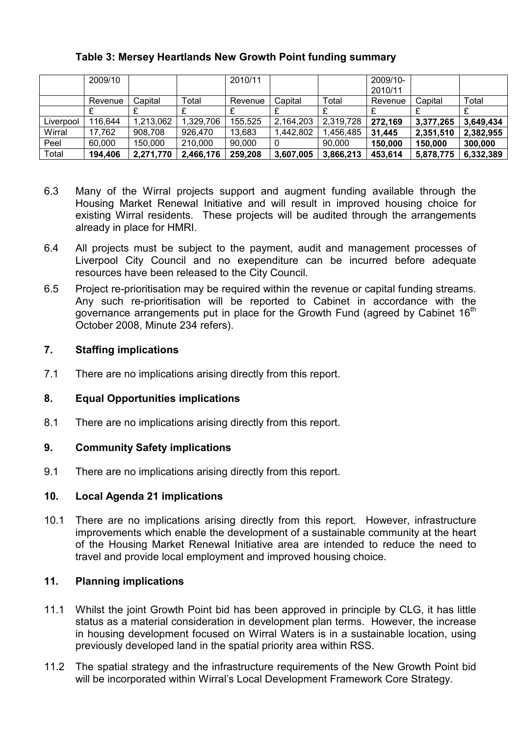**Table 3: Mersey Heartlands New Growth Point funding summary**

| | 2009/10 | | | 2010/11 | | | 2009/10-2010/11 | | |
|---|---|---|---|---|---|---|---|---|---|
| | Revenue | Capital | Total | Revenue | Capital | Total | Revenue | Capital | Total |
| | £ | £ | £ | £ | £ | £ | £ | £ | £ |
| Liverpool | 116,644 | 1,213,062 | 1,329,706 | 155,525 | 2,164,203 | 2,319,728 | **272,169** | **3,377,265** | **3,649,434** |
| Wirral | 17,762 | 908,708 | 926,470 | 13,683 | 1,442,802 | 1,456,485 | **31,445** | **2,351,510** | **2,382,955** |
| Peel | 60,000 | 150,000 | 210,000 | 90,000 | 0 | 90,000 | **150,000** | **150,000** | **300,000** |
| Total | **194,406** | **2,271,770** | **2,466,176** | **259,208** | **3,607,005** | **3,866,213** | **453,614** | **5,878,775** | **6,332,389** |

6.3 Many of the Wirral projects support and augment funding available through the Housing Market Renewal Initiative and will result in improved housing choice for existing Wirral residents. These projects will be audited through the arrangements already in place for HMRI.

6.4 All projects must be subject to the payment, audit and management processes of Liverpool City Council and no exependiture can be incurred before adequate resources have been released to the City Council.

6.5 Project re-prioritisation may be required within the revenue or capital funding streams. Any such re-prioritisation will be reported to Cabinet in accordance with the governance arrangements put in place for the Growth Fund (agreed by Cabinet 16th October 2008, Minute 234 refers).

## 7. Staffing implications

7.1 There are no implications arising directly from this report.

## 8. Equal Opportunities implications

8.1 There are no implications arising directly from this report.

## 9. Community Safety implications

9.1 There are no implications arising directly from this report.

## 10. Local Agenda 21 implications

10.1 There are no implications arising directly from this report. However, infrastructure improvements which enable the development of a sustainable community at the heart of the Housing Market Renewal Initiative area are intended to reduce the need to travel and provide local employment and improved housing choice.

## 11. Planning implications

11.1 Whilst the joint Growth Point bid has been approved in principle by CLG, it has little status as a material consideration in development plan terms. However, the increase in housing development focused on Wirral Waters is in a sustainable location, using previously developed land in the spatial priority area within RSS.

11.2 The spatial strategy and the infrastructure requirements of the New Growth Point bid will be incorporated within Wirral's Local Development Framework Core Strategy.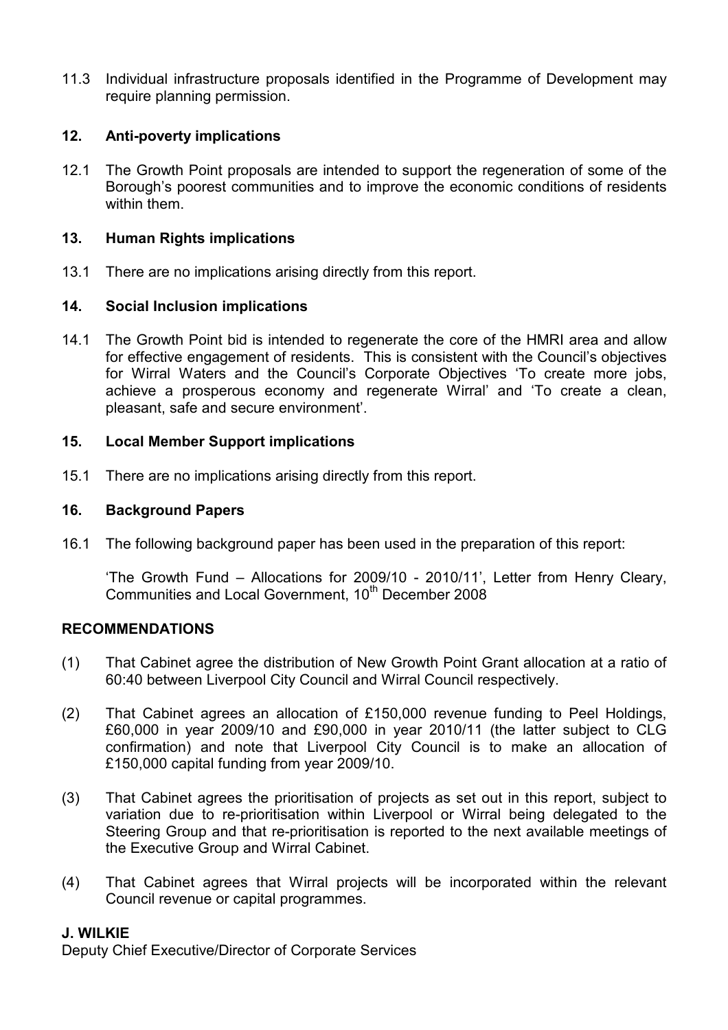11.3 Individual infrastructure proposals identified in the Programme of Development may require planning permission.

## 12. Anti-poverty implications

12.1 The Growth Point proposals are intended to support the regeneration of some of the Borough's poorest communities and to improve the economic conditions of residents within them.

## 13. Human Rights implications

13.1 There are no implications arising directly from this report.

## 14. Social Inclusion implications

14.1 The Growth Point bid is intended to regenerate the core of the HMRI area and allow for effective engagement of residents. This is consistent with the Council's objectives for Wirral Waters and the Council's Corporate Objectives 'To create more jobs, achieve a prosperous economy and regenerate Wirral' and 'To create a clean, pleasant, safe and secure environment'.

## 15. Local Member Support implications

15.1 There are no implications arising directly from this report.

## 16. Background Papers

16.1 The following background paper has been used in the preparation of this report:

'The Growth Fund – Allocations for 2009/10 - 2010/11', Letter from Henry Cleary, Communities and Local Government, 10th December 2008

## RECOMMENDATIONS

(1) That Cabinet agree the distribution of New Growth Point Grant allocation at a ratio of 60:40 between Liverpool City Council and Wirral Council respectively.

(2) That Cabinet agrees an allocation of £150,000 revenue funding to Peel Holdings, £60,000 in year 2009/10 and £90,000 in year 2010/11 (the latter subject to CLG confirmation) and note that Liverpool City Council is to make an allocation of £150,000 capital funding from year 2009/10.

(3) That Cabinet agrees the prioritisation of projects as set out in this report, subject to variation due to re-prioritisation within Liverpool or Wirral being delegated to the Steering Group and that re-prioritisation is reported to the next available meetings of the Executive Group and Wirral Cabinet.

(4) That Cabinet agrees that Wirral projects will be incorporated within the relevant Council revenue or capital programmes.

**J. WILKIE**
Deputy Chief Executive/Director of Corporate Services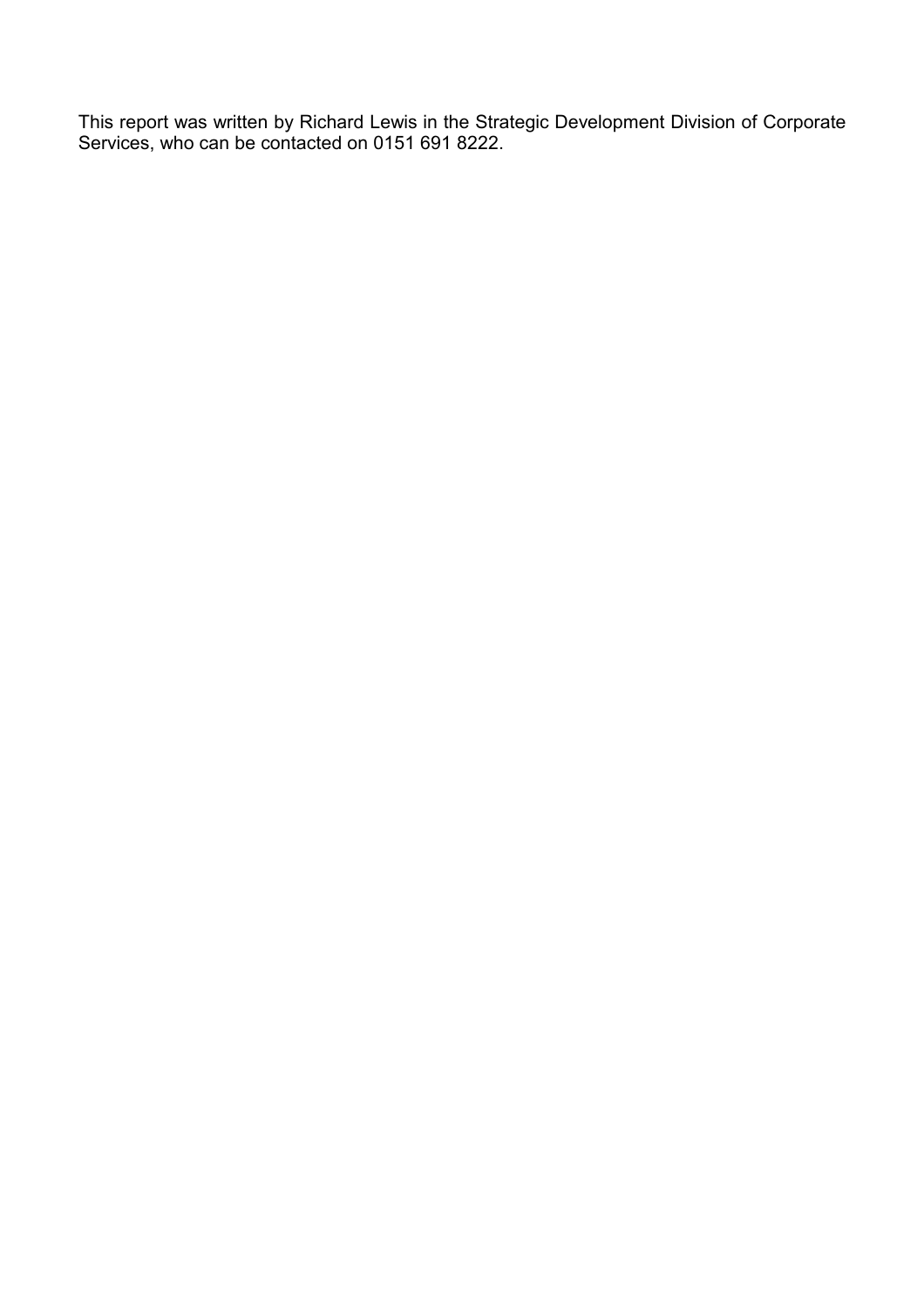This report was written by Richard Lewis in the Strategic Development Division of Corporate Services, who can be contacted on 0151 691 8222.